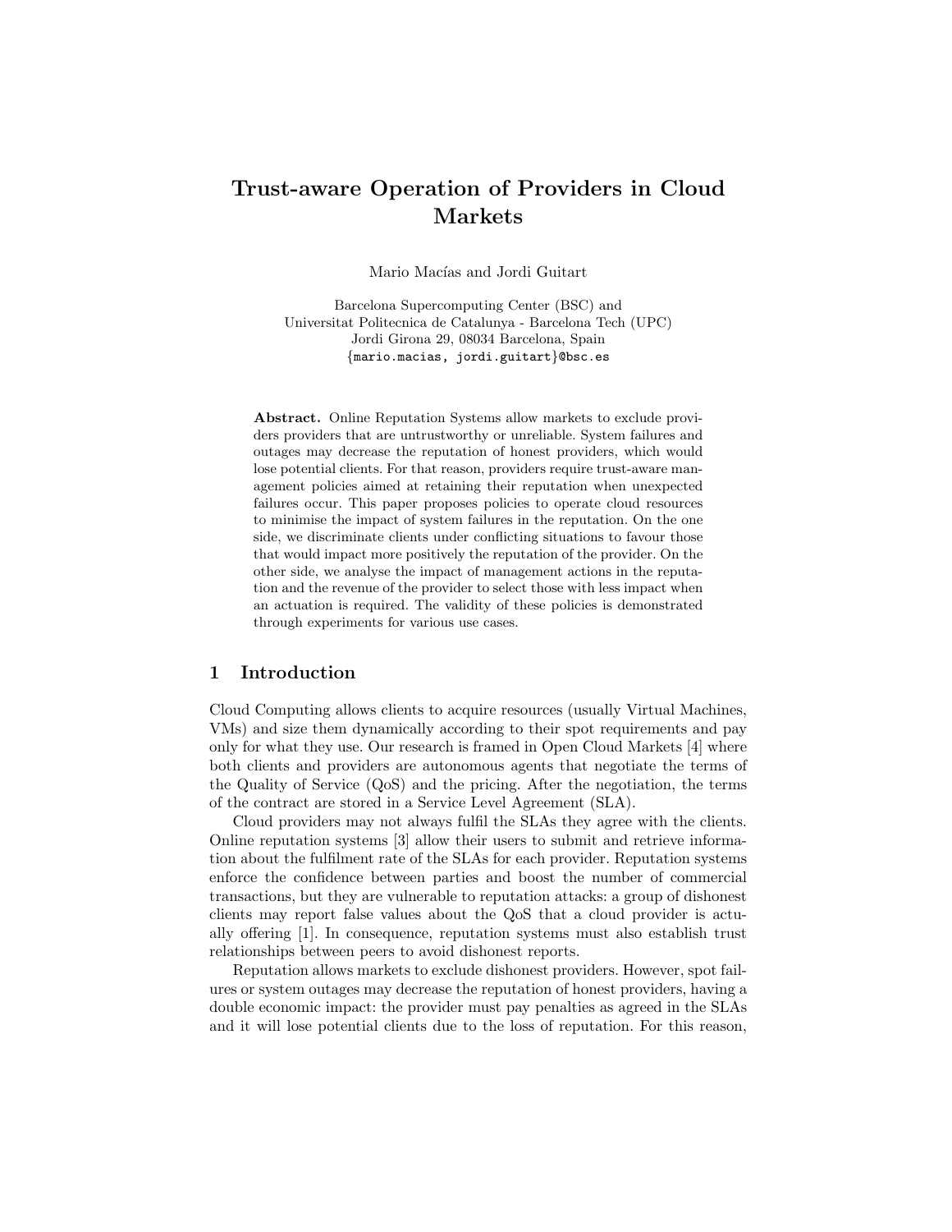# Trust-aware Operation of Providers in Cloud Markets

Mario Macías and Jordi Guitart

Barcelona Supercomputing Center (BSC) and
Universitat Politecnica de Catalunya - Barcelona Tech (UPC)
Jordi Girona 29, 08034 Barcelona, Spain
{mario.macias, jordi.guitart}@bsc.es

**Abstract.** Online Reputation Systems allow markets to exclude providers providers that are untrustworthy or unreliable. System failures and outages may decrease the reputation of honest providers, which would lose potential clients. For that reason, providers require trust-aware management policies aimed at retaining their reputation when unexpected failures occur. This paper proposes policies to operate cloud resources to minimise the impact of system failures in the reputation. On the one side, we discriminate clients under conflicting situations to favour those that would impact more positively the reputation of the provider. On the other side, we analyse the impact of management actions in the reputation and the revenue of the provider to select those with less impact when an actuation is required. The validity of these policies is demonstrated through experiments for various use cases.

## 1 Introduction

Cloud Computing allows clients to acquire resources (usually Virtual Machines, VMs) and size them dynamically according to their spot requirements and pay only for what they use. Our research is framed in Open Cloud Markets [4] where both clients and providers are autonomous agents that negotiate the terms of the Quality of Service (QoS) and the pricing. After the negotiation, the terms of the contract are stored in a Service Level Agreement (SLA).

Cloud providers may not always fulfil the SLAs they agree with the clients. Online reputation systems [3] allow their users to submit and retrieve information about the fulfilment rate of the SLAs for each provider. Reputation systems enforce the confidence between parties and boost the number of commercial transactions, but they are vulnerable to reputation attacks: a group of dishonest clients may report false values about the QoS that a cloud provider is actually offering [1]. In consequence, reputation systems must also establish trust relationships between peers to avoid dishonest reports.

Reputation allows markets to exclude dishonest providers. However, spot failures or system outages may decrease the reputation of honest providers, having a double economic impact: the provider must pay penalties as agreed in the SLAs and it will lose potential clients due to the loss of reputation. For this reason,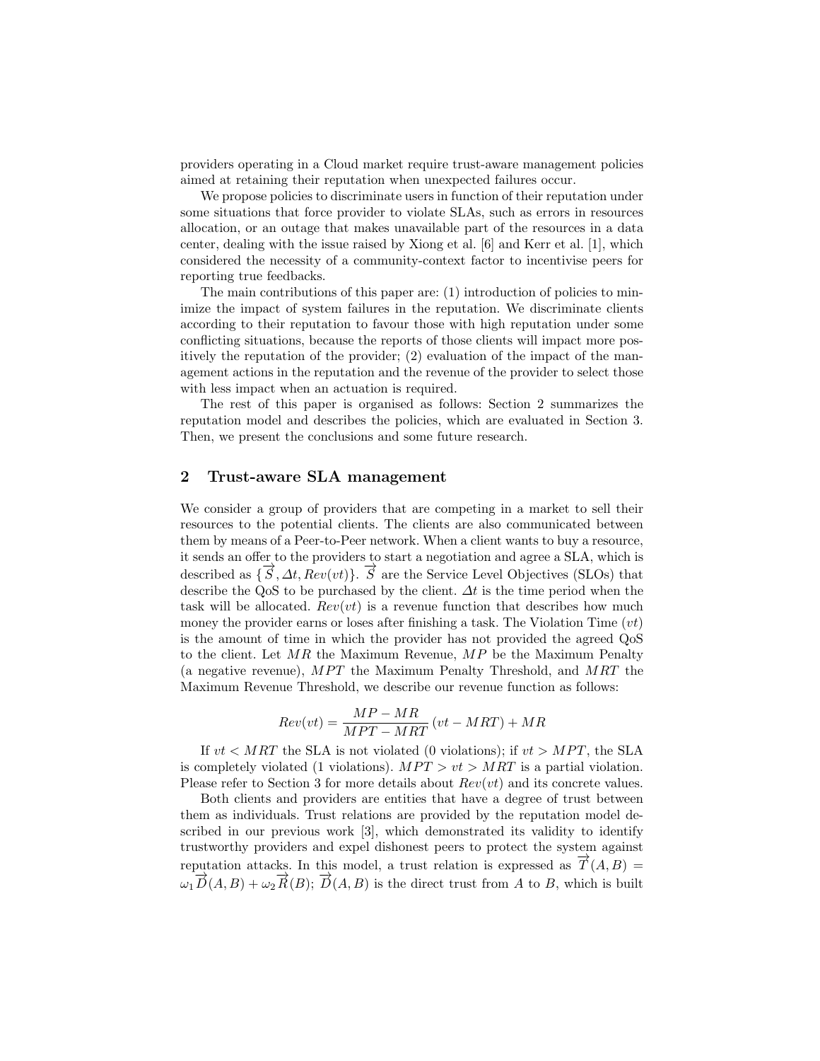providers operating in a Cloud market require trust-aware management policies aimed at retaining their reputation when unexpected failures occur.

We propose policies to discriminate users in function of their reputation under some situations that force provider to violate SLAs, such as errors in resources allocation, or an outage that makes unavailable part of the resources in a data center, dealing with the issue raised by Xiong et al. [6] and Kerr et al. [1], which considered the necessity of a community-context factor to incentivise peers for reporting true feedbacks.

The main contributions of this paper are: (1) introduction of policies to minimize the impact of system failures in the reputation. We discriminate clients according to their reputation to favour those with high reputation under some conflicting situations, because the reports of those clients will impact more positively the reputation of the provider; (2) evaluation of the impact of the management actions in the reputation and the revenue of the provider to select those with less impact when an actuation is required.

The rest of this paper is organised as follows: Section 2 summarizes the reputation model and describes the policies, which are evaluated in Section 3. Then, we present the conclusions and some future research.

## 2 Trust-aware SLA management

We consider a group of providers that are competing in a market to sell their resources to the potential clients. The clients are also communicated between them by means of a Peer-to-Peer network. When a client wants to buy a resource, it sends an offer to the providers to start a negotiation and agree a SLA, which is described as $\{\overrightarrow{S}, \Delta t, Rev(vt)\}$. $\overrightarrow{S}$ are the Service Level Objectives (SLOs) that describe the QoS to be purchased by the client. $\Delta t$ is the time period when the task will be allocated. $Rev(vt)$ is a revenue function that describes how much money the provider earns or loses after finishing a task. The Violation Time ($vt$) is the amount of time in which the provider has not provided the agreed QoS to the client. Let $MR$ the Maximum Revenue, $MP$ be the Maximum Penalty (a negative revenue), $MPT$ the Maximum Penalty Threshold, and $MRT$ the Maximum Revenue Threshold, we describe our revenue function as follows:

$$Rev(vt) = \frac{MP - MR}{MPT - MRT}\,(vt - MRT) + MR$$

If $vt < MRT$ the SLA is not violated (0 violations); if $vt > MPT$, the SLA is completely violated (1 violations). $MPT > vt > MRT$ is a partial violation. Please refer to Section 3 for more details about $Rev(vt)$ and its concrete values.

Both clients and providers are entities that have a degree of trust between them as individuals. Trust relations are provided by the reputation model described in our previous work [3], which demonstrated its validity to identify trustworthy providers and expel dishonest peers to protect the system against reputation attacks. In this model, a trust relation is expressed as $\overrightarrow{T}(A, B) = \omega_1 \overrightarrow{D}(A, B) + \omega_2 \overrightarrow{R}(B)$; $\overrightarrow{D}(A, B)$ is the direct trust from $A$ to $B$, which is built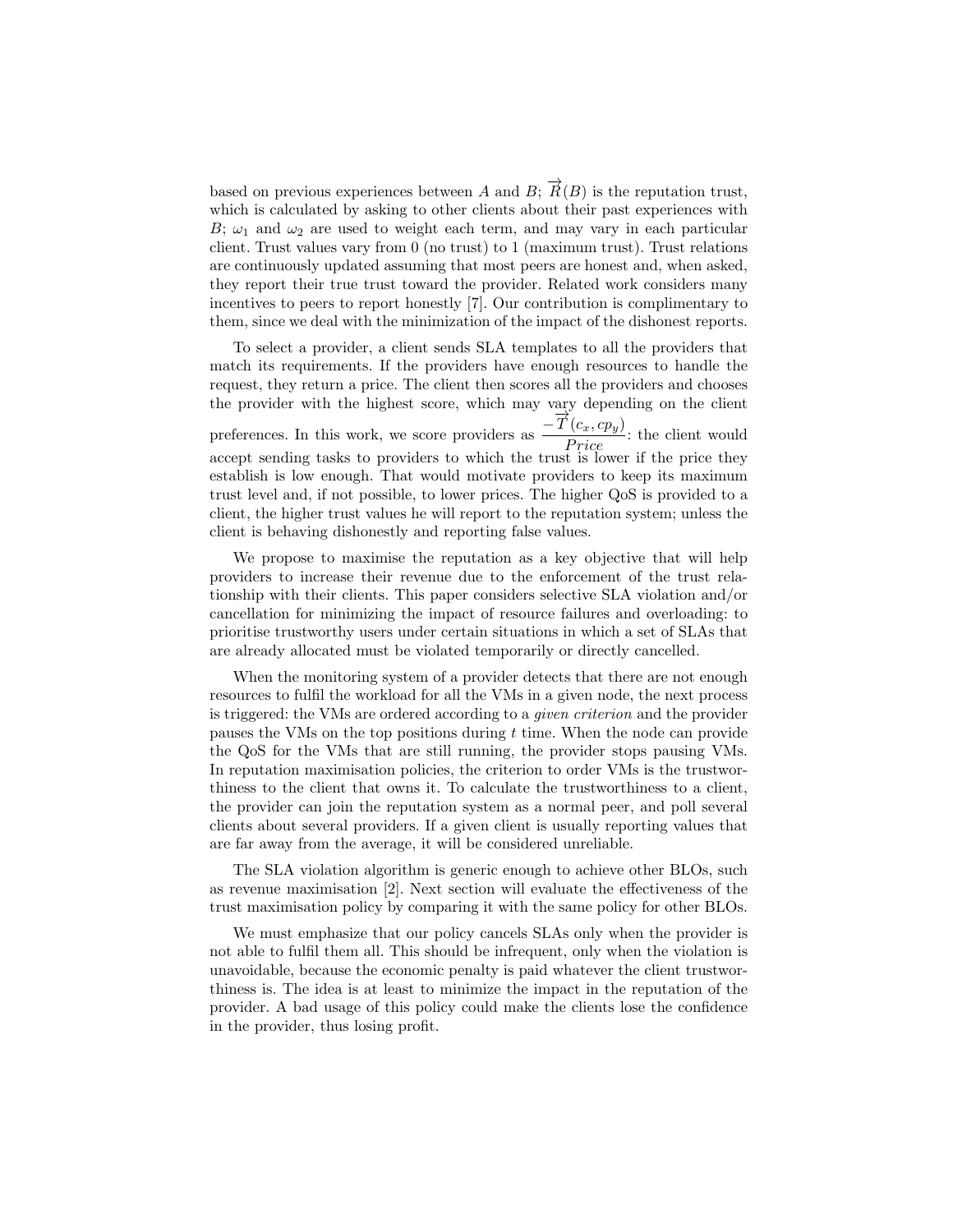based on previous experiences between $A$ and $B$; $\overrightarrow{R}(B)$ is the reputation trust, which is calculated by asking to other clients about their past experiences with $B$; $\omega_1$ and $\omega_2$ are used to weight each term, and may vary in each particular client. Trust values vary from 0 (no trust) to 1 (maximum trust). Trust relations are continuously updated assuming that most peers are honest and, when asked, they report their true trust toward the provider. Related work considers many incentives to peers to report honestly [7]. Our contribution is complimentary to them, since we deal with the minimization of the impact of the dishonest reports.

To select a provider, a client sends SLA templates to all the providers that match its requirements. If the providers have enough resources to handle the request, they return a price. The client then scores all the providers and chooses the provider with the highest score, which may vary depending on the client preferences. In this work, we score providers as $\frac{-\overrightarrow{T}(c_x, cp_y)}{Price}$: the client would accept sending tasks to providers to which the trust is lower if the price they establish is low enough. That would motivate providers to keep its maximum trust level and, if not possible, to lower prices. The higher QoS is provided to a client, the higher trust values he will report to the reputation system; unless the client is behaving dishonestly and reporting false values.

We propose to maximise the reputation as a key objective that will help providers to increase their revenue due to the enforcement of the trust relationship with their clients. This paper considers selective SLA violation and/or cancellation for minimizing the impact of resource failures and overloading: to prioritise trustworthy users under certain situations in which a set of SLAs that are already allocated must be violated temporarily or directly cancelled.

When the monitoring system of a provider detects that there are not enough resources to fulfil the workload for all the VMs in a given node, the next process is triggered: the VMs are ordered according to a *given criterion* and the provider pauses the VMs on the top positions during $t$ time. When the node can provide the QoS for the VMs that are still running, the provider stops pausing VMs. In reputation maximisation policies, the criterion to order VMs is the trustworthiness to the client that owns it. To calculate the trustworthiness to a client, the provider can join the reputation system as a normal peer, and poll several clients about several providers. If a given client is usually reporting values that are far away from the average, it will be considered unreliable.

The SLA violation algorithm is generic enough to achieve other BLOs, such as revenue maximisation [2]. Next section will evaluate the effectiveness of the trust maximisation policy by comparing it with the same policy for other BLOs.

We must emphasize that our policy cancels SLAs only when the provider is not able to fulfil them all. This should be infrequent, only when the violation is unavoidable, because the economic penalty is paid whatever the client trustworthiness is. The idea is at least to minimize the impact in the reputation of the provider. A bad usage of this policy could make the clients lose the confidence in the provider, thus losing profit.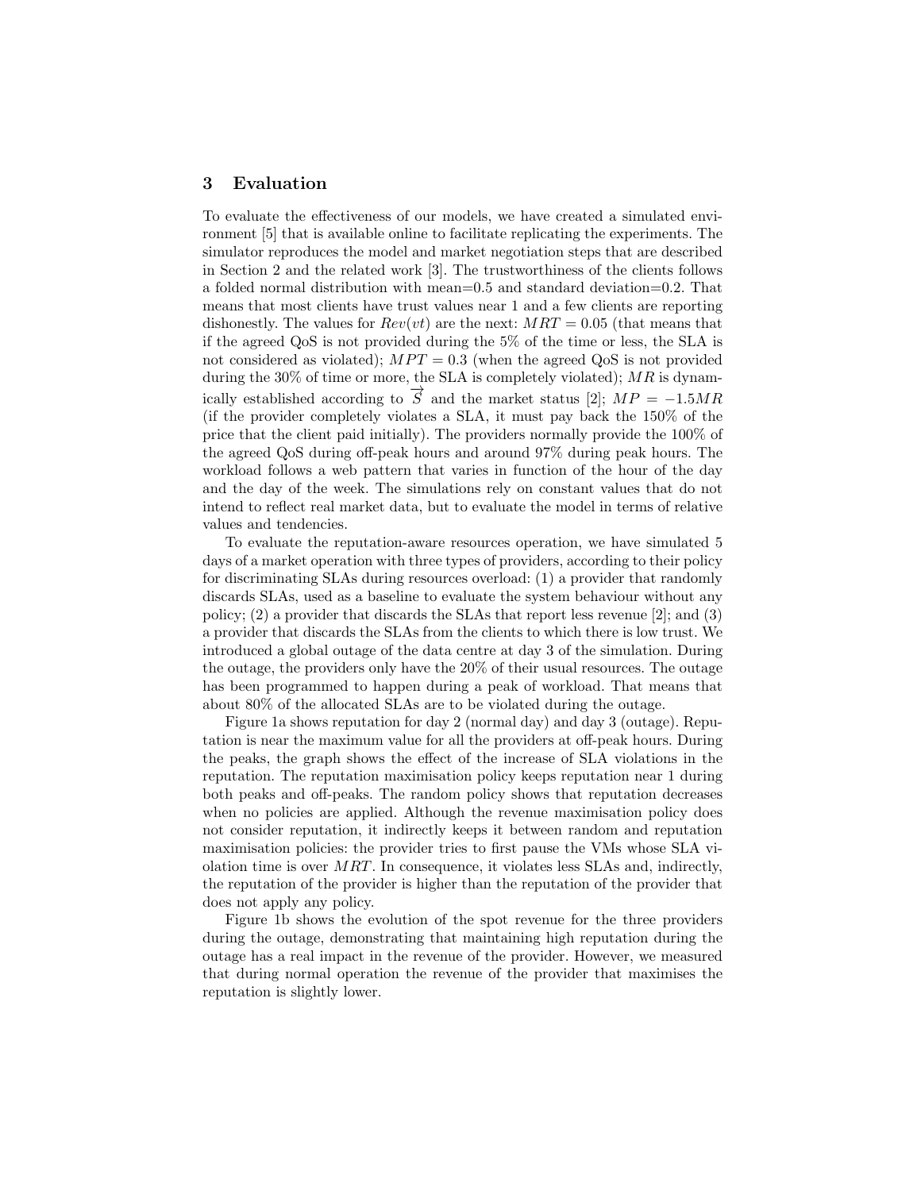## 3 Evaluation

To evaluate the effectiveness of our models, we have created a simulated environment [5] that is available online to facilitate replicating the experiments. The simulator reproduces the model and market negotiation steps that are described in Section 2 and the related work [3]. The trustworthiness of the clients follows a folded normal distribution with mean=0.5 and standard deviation=0.2. That means that most clients have trust values near 1 and a few clients are reporting dishonestly. The values for $Rev(vt)$ are the next: $MRT = 0.05$ (that means that if the agreed QoS is not provided during the 5% of the time or less, the SLA is not considered as violated); $MPT = 0.3$ (when the agreed QoS is not provided during the 30% of time or more, the SLA is completely violated); $MR$ is dynamically established according to $\overrightarrow{S}$ and the market status [2]; $MP = -1.5MR$ (if the provider completely violates a SLA, it must pay back the 150% of the price that the client paid initially). The providers normally provide the 100% of the agreed QoS during off-peak hours and around 97% during peak hours. The workload follows a web pattern that varies in function of the hour of the day and the day of the week. The simulations rely on constant values that do not intend to reflect real market data, but to evaluate the model in terms of relative values and tendencies.

To evaluate the reputation-aware resources operation, we have simulated 5 days of a market operation with three types of providers, according to their policy for discriminating SLAs during resources overload: (1) a provider that randomly discards SLAs, used as a baseline to evaluate the system behaviour without any policy; (2) a provider that discards the SLAs that report less revenue [2]; and (3) a provider that discards the SLAs from the clients to which there is low trust. We introduced a global outage of the data centre at day 3 of the simulation. During the outage, the providers only have the 20% of their usual resources. The outage has been programmed to happen during a peak of workload. That means that about 80% of the allocated SLAs are to be violated during the outage.

Figure 1a shows reputation for day 2 (normal day) and day 3 (outage). Reputation is near the maximum value for all the providers at off-peak hours. During the peaks, the graph shows the effect of the increase of SLA violations in the reputation. The reputation maximisation policy keeps reputation near 1 during both peaks and off-peaks. The random policy shows that reputation decreases when no policies are applied. Although the revenue maximisation policy does not consider reputation, it indirectly keeps it between random and reputation maximisation policies: the provider tries to first pause the VMs whose SLA violation time is over $MRT$. In consequence, it violates less SLAs and, indirectly, the reputation of the provider is higher than the reputation of the provider that does not apply any policy.

Figure 1b shows the evolution of the spot revenue for the three providers during the outage, demonstrating that maintaining high reputation during the outage has a real impact in the revenue of the provider. However, we measured that during normal operation the revenue of the provider that maximises the reputation is slightly lower.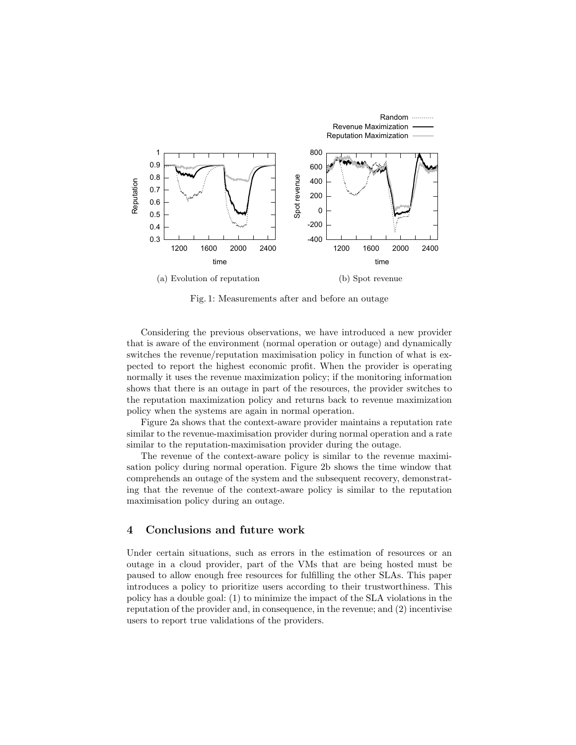(a) Evolution of reputation

(b) Spot revenue

Fig. 1: Measurements after and before an outage

Considering the previous observations, we have introduced a new provider that is aware of the environment (normal operation or outage) and dynamically switches the revenue/reputation maximisation policy in function of what is expected to report the highest economic profit. When the provider is operating normally it uses the revenue maximization policy; if the monitoring information shows that there is an outage in part of the resources, the provider switches to the reputation maximization policy and returns back to revenue maximization policy when the systems are again in normal operation.

Figure 2a shows that the context-aware provider maintains a reputation rate similar to the revenue-maximisation provider during normal operation and a rate similar to the reputation-maximisation provider during the outage.

The revenue of the context-aware policy is similar to the revenue maximisation policy during normal operation. Figure 2b shows the time window that comprehends an outage of the system and the subsequent recovery, demonstrating that the revenue of the context-aware policy is similar to the reputation maximisation policy during an outage.

## 4 Conclusions and future work

Under certain situations, such as errors in the estimation of resources or an outage in a cloud provider, part of the VMs that are being hosted must be paused to allow enough free resources for fulfilling the other SLAs. This paper introduces a policy to prioritize users according to their trustworthiness. This policy has a double goal: (1) to minimize the impact of the SLA violations in the reputation of the provider and, in consequence, in the revenue; and (2) incentivise users to report true validations of the providers.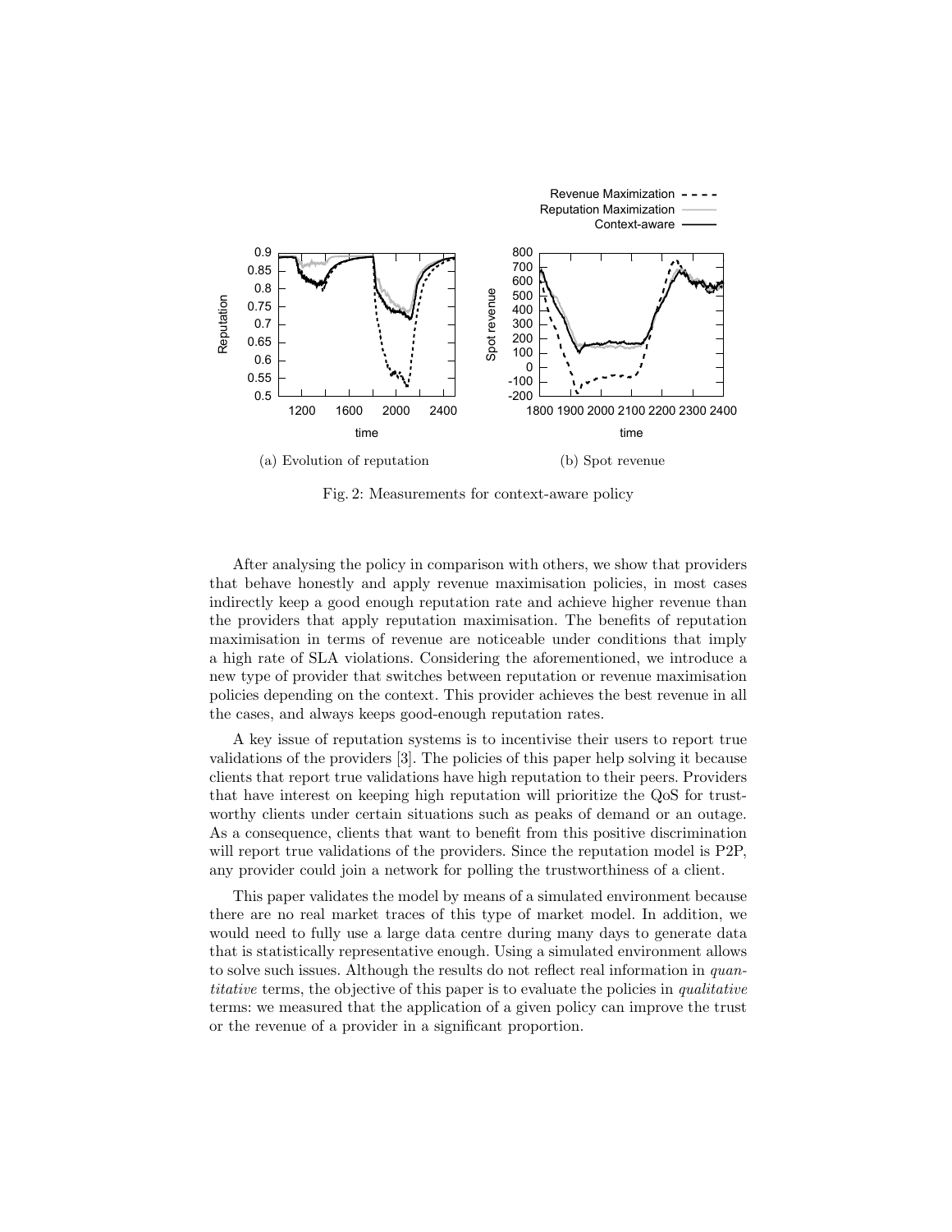Revenue Maximization
Reputation Maximization
Context-aware

Reputation

0.9
0.85
0.8
0.75
0.7
0.65
0.6
0.55
0.5

1200 1600 2000 2400

time

(a) Evolution of reputation

Spot revenue

800
700
600
500
400
300
200
100
0
-100
-200

1800 1900 2000 2100 2200 2300 2400

time

(b) Spot revenue

Fig. 2: Measurements for context-aware policy

After analysing the policy in comparison with others, we show that providers that behave honestly and apply revenue maximisation policies, in most cases indirectly keep a good enough reputation rate and achieve higher revenue than the providers that apply reputation maximisation. The benefits of reputation maximisation in terms of revenue are noticeable under conditions that imply a high rate of SLA violations. Considering the aforementioned, we introduce a new type of provider that switches between reputation or revenue maximisation policies depending on the context. This provider achieves the best revenue in all the cases, and always keeps good-enough reputation rates.

A key issue of reputation systems is to incentivise their users to report true validations of the providers [3]. The policies of this paper help solving it because clients that report true validations have high reputation to their peers. Providers that have interest on keeping high reputation will prioritize the QoS for trustworthy clients under certain situations such as peaks of demand or an outage. As a consequence, clients that want to benefit from this positive discrimination will report true validations of the providers. Since the reputation model is P2P, any provider could join a network for polling the trustworthiness of a client.

This paper validates the model by means of a simulated environment because there are no real market traces of this type of market model. In addition, we would need to fully use a large data centre during many days to generate data that is statistically representative enough. Using a simulated environment allows to solve such issues. Although the results do not reflect real information in *quantitative* terms, the objective of this paper is to evaluate the policies in *qualitative* terms: we measured that the application of a given policy can improve the trust or the revenue of a provider in a significant proportion.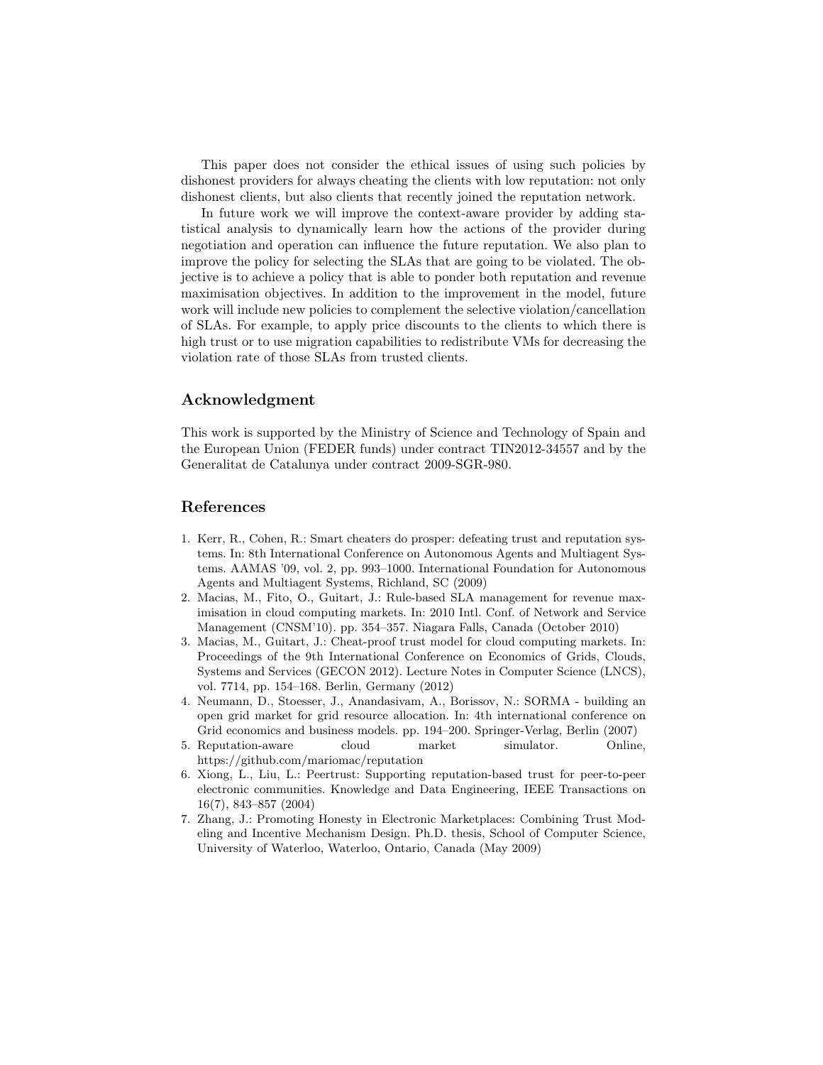This paper does not consider the ethical issues of using such policies by dishonest providers for always cheating the clients with low reputation: not only dishonest clients, but also clients that recently joined the reputation network.

In future work we will improve the context-aware provider by adding statistical analysis to dynamically learn how the actions of the provider during negotiation and operation can influence the future reputation. We also plan to improve the policy for selecting the SLAs that are going to be violated. The objective is to achieve a policy that is able to ponder both reputation and revenue maximisation objectives. In addition to the improvement in the model, future work will include new policies to complement the selective violation/cancellation of SLAs. For example, to apply price discounts to the clients to which there is high trust or to use migration capabilities to redistribute VMs for decreasing the violation rate of those SLAs from trusted clients.

## Acknowledgment

This work is supported by the Ministry of Science and Technology of Spain and the European Union (FEDER funds) under contract TIN2012-34557 and by the Generalitat de Catalunya under contract 2009-SGR-980.

## References

1. Kerr, R., Cohen, R.: Smart cheaters do prosper: defeating trust and reputation systems. In: 8th International Conference on Autonomous Agents and Multiagent Systems. AAMAS '09, vol. 2, pp. 993–1000. International Foundation for Autonomous Agents and Multiagent Systems, Richland, SC (2009)
2. Macias, M., Fito, O., Guitart, J.: Rule-based SLA management for revenue maximisation in cloud computing markets. In: 2010 Intl. Conf. of Network and Service Management (CNSM'10). pp. 354–357. Niagara Falls, Canada (October 2010)
3. Macias, M., Guitart, J.: Cheat-proof trust model for cloud computing markets. In: Proceedings of the 9th International Conference on Economics of Grids, Clouds, Systems and Services (GECON 2012). Lecture Notes in Computer Science (LNCS), vol. 7714, pp. 154–168. Berlin, Germany (2012)
4. Neumann, D., Stoesser, J., Anandasivam, A., Borissov, N.: SORMA - building an open grid market for grid resource allocation. In: 4th international conference on Grid economics and business models. pp. 194–200. Springer-Verlag, Berlin (2007)
5. Reputation-aware cloud market simulator. Online, https://github.com/mariomac/reputation
6. Xiong, L., Liu, L.: Peertrust: Supporting reputation-based trust for peer-to-peer electronic communities. Knowledge and Data Engineering, IEEE Transactions on 16(7), 843–857 (2004)
7. Zhang, J.: Promoting Honesty in Electronic Marketplaces: Combining Trust Modeling and Incentive Mechanism Design. Ph.D. thesis, School of Computer Science, University of Waterloo, Waterloo, Ontario, Canada (May 2009)